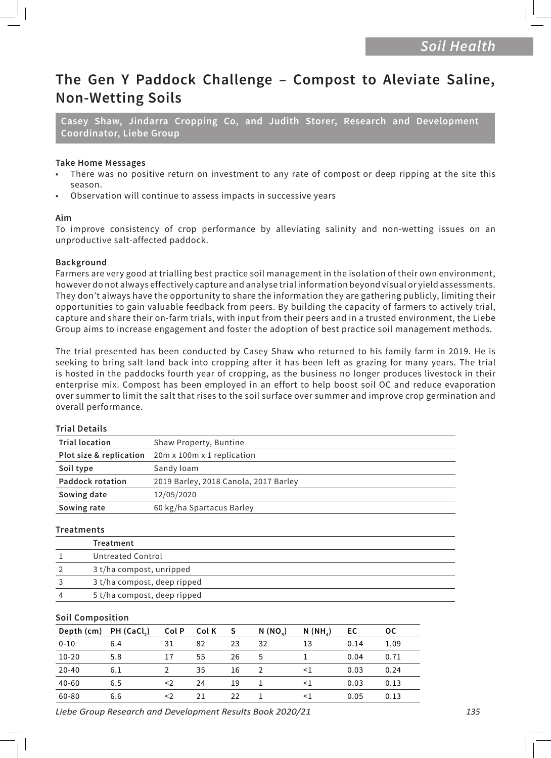# The Gen Y Paddock Challenge – Compost to Aleviate Saline, Non-Wetting Soils

**Casey Shaw, Jindarra Cropping Co, and Judith Storer, Research and Development Coordinator, Liebe Group**

### Take Home Messages

- There was no positive return on investment to any rate of compost or deep ripping at the site this season.
- Observation will continue to assess impacts in successive years

### Aim

To improve consistency of crop performance by alleviating salinity and non-wetting issues on an unproductive salt-affected paddock.

### Background

Farmers are very good at trialling best practice soil management in the isolation of their own environment, however do not always effectively capture and analyse trial information beyond visual or yield assessments. They don't always have the opportunity to share the information they are gathering publicly, limiting their opportunities to gain valuable feedback from peers. By building the capacity of farmers to actively trial, capture and share their on-farm trials, with input from their peers and in a trusted environment, the Liebe Group aims to increase engagement and foster the adoption of best practice soil management methods.

The trial presented has been conducted by Casey Shaw who returned to his family farm in 2019. He is seeking to bring salt land back into cropping after it has been left as grazing for many years. The trial is hosted in the paddocks fourth year of cropping, as the business no longer produces livestock in their enterprise mix. Compost has been employed in an effort to help boost soil OC and reduce evaporation over summer to limit the salt that rises to the soil surface over summer and improve crop germination and overall performance.

### Trial Details

| | |
|---|---|
| **Trial location** | Shaw Property, Buntine |
| **Plot size & replication** | 20m x 100m x 1 replication |
| **Soil type** | Sandy loam |
| **Paddock rotation** | 2019 Barley, 2018 Canola, 2017 Barley |
| **Sowing date** | 12/05/2020 |
| **Sowing rate** | 60 kg/ha Spartacus Barley |

### Treatments

| | Treatment |
|---|---|
| 1 | Untreated Control |
| 2 | 3 t/ha compost, unripped |
| 3 | 3 t/ha compost, deep ripped |
| 4 | 5 t/ha compost, deep ripped |

### Soil Composition

| Depth (cm) | PH ($CaCl_2$) | Col P | Col K | S | N ($NO_3$) | N ($NH_4$) | EC | OC |
|---|---|---|---|---|---|---|---|---|
| 0-10 | 6.4 | 31 | 82 | 23 | 32 | 13 | 0.14 | 1.09 |
| 10-20 | 5.8 | 17 | 55 | 26 | 5 | 1 | 0.04 | 0.71 |
| 20-40 | 6.1 | 2 | 35 | 16 | 2 | <1 | 0.03 | 0.24 |
| 40-60 | 6.5 | <2 | 24 | 19 | 1 | <1 | 0.03 | 0.13 |
| 60-80 | 6.6 | <2 | 21 | 22 | 1 | <1 | 0.05 | 0.13 |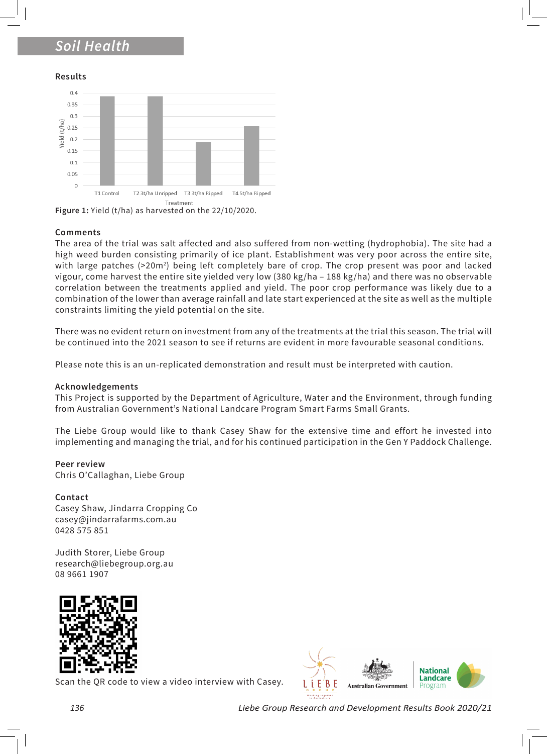## Results

Yield (t/ha)

0.4
0.35
0.3
0.25
0.2
0.15
0.1
0.05
0

T1 Control
T2 3t/ha Unripped
T3 3t/ha Ripped
T4 5t/ha Ripped

Treatment

**Figure 1:** Yield (t/ha) as harvested on the 22/10/2020.

### Comments

The area of the trial was salt affected and also suffered from non-wetting (hydrophobia). The site had a high weed burden consisting primarily of ice plant. Establishment was very poor across the entire site, with large patches (>20m$^2$) being left completely bare of crop. The crop present was poor and lacked vigour, come harvest the entire site yielded very low (380 kg/ha – 188 kg/ha) and there was no observable correlation between the treatments applied and yield. The poor crop performance was likely due to a combination of the lower than average rainfall and late start experienced at the site as well as the multiple constraints limiting the yield potential on the site.

There was no evident return on investment from any of the treatments at the trial this season. The trial will be continued into the 2021 season to see if returns are evident in more favourable seasonal conditions.

Please note this is an un-replicated demonstration and result must be interpreted with caution.

### Acknowledgements

This Project is supported by the Department of Agriculture, Water and the Environment, through funding from Australian Government's National Landcare Program Smart Farms Small Grants.

The Liebe Group would like to thank Casey Shaw for the extensive time and effort he invested into implementing and managing the trial, and for his continued participation in the Gen Y Paddock Challenge.

### Peer review

Chris O'Callaghan, Liebe Group

### Contact

Casey Shaw, Jindarra Cropping Co
casey@jindarrafarms.com.au
0428 575 851

Judith Storer, Liebe Group
research@liebegroup.org.au
08 9661 1907

Scan the QR code to view a video interview with Casey.